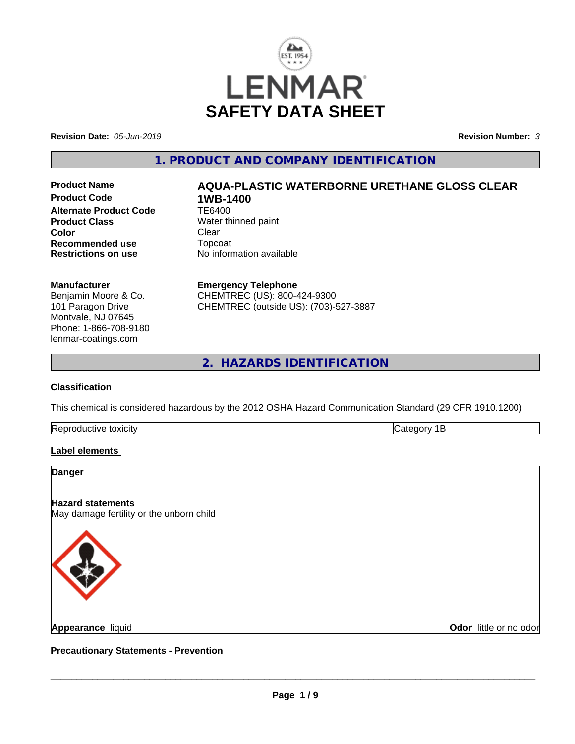# LENMAR SAFETY DATA SHEET

**Revision Date:** *05-Jun-2019* **Revision Number:** *3*

## 1. PRODUCT AND COMPANY IDENTIFICATION

| | |
|---|---|
| **Product Name** | **AQUA-PLASTIC WATERBORNE URETHANE GLOSS CLEAR** |
| **Product Code** | **1WB-1400** |
| **Alternate Product Code** | TE6400 |
| **Product Class** | Water thinned paint |
| **Color** | Clear |
| **Recommended use** | Topcoat |
| **Restrictions on use** | No information available |

**Manufacturer**
Benjamin Moore & Co.
101 Paragon Drive
Montvale, NJ 07645
Phone: 1-866-708-9180
lenmar-coatings.com

**Emergency Telephone**
CHEMTREC (US): 800-424-9300
CHEMTREC (outside US): (703)-527-3887

## 2. HAZARDS IDENTIFICATION

**Classification**

This chemical is considered hazardous by the 2012 OSHA Hazard Communication Standard (29 CFR 1910.1200)

| | |
|---|---|
| Reproductive toxicity | Category 1B |

**Label elements**

**Danger**

**Hazard statements**
May damage fertility or the unborn child

**Appearance** liquid **Odor** little or no odor

**Precautionary Statements - Prevention**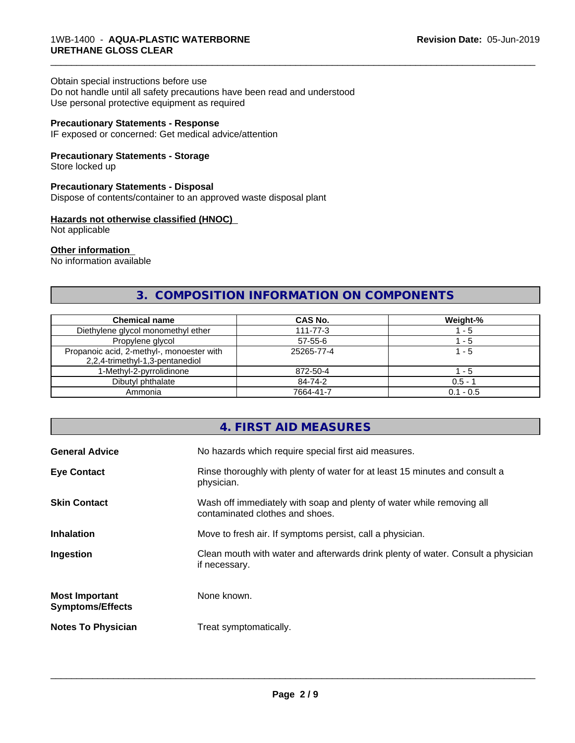Obtain special instructions before use
Do not handle until all safety precautions have been read and understood
Use personal protective equipment as required

**Precautionary Statements - Response**
IF exposed or concerned: Get medical advice/attention

**Precautionary Statements - Storage**
Store locked up

**Precautionary Statements - Disposal**
Dispose of contents/container to an approved waste disposal plant

**Hazards not otherwise classified (HNOC)**
Not applicable

**Other information**
No information available

## 3. COMPOSITION INFORMATION ON COMPONENTS

| Chemical name | CAS No. | Weight-% |
|---|---|---|
| Diethylene glycol monomethyl ether | 111-77-3 | 1 - 5 |
| Propylene glycol | 57-55-6 | 1 - 5 |
| Propanoic acid, 2-methyl-, monoester with 2,2,4-trimethyl-1,3-pentanediol | 25265-77-4 | 1 - 5 |
| 1-Methyl-2-pyrrolidinone | 872-50-4 | 1 - 5 |
| Dibutyl phthalate | 84-74-2 | 0.5 - 1 |
| Ammonia | 7664-41-7 | 0.1 - 0.5 |

## 4. FIRST AID MEASURES

**General Advice**
No hazards which require special first aid measures.

**Eye Contact**
Rinse thoroughly with plenty of water for at least 15 minutes and consult a physician.

**Skin Contact**
Wash off immediately with soap and plenty of water while removing all contaminated clothes and shoes.

**Inhalation**
Move to fresh air. If symptoms persist, call a physician.

**Ingestion**
Clean mouth with water and afterwards drink plenty of water. Consult a physician if necessary.

**Most Important Symptoms/Effects**
None known.

**Notes To Physician**
Treat symptomatically.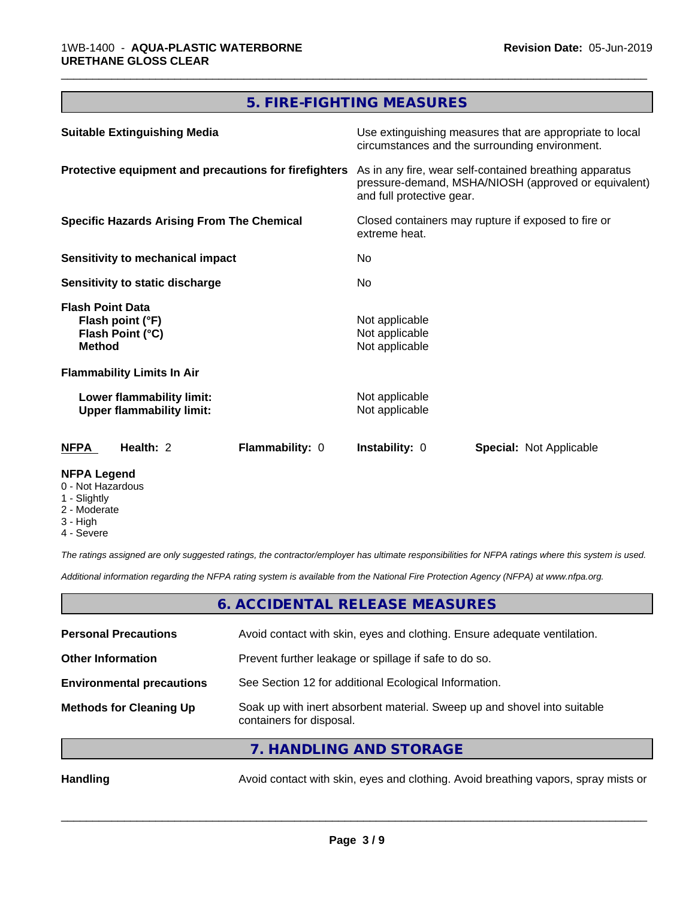## 5. FIRE-FIGHTING MEASURES

| | |
|---|---|
| **Suitable Extinguishing Media** | Use extinguishing measures that are appropriate to local circumstances and the surrounding environment. |
| **Protective equipment and precautions for firefighters** | As in any fire, wear self-contained breathing apparatus pressure-demand, MSHA/NIOSH (approved or equivalent) and full protective gear. |
| **Specific Hazards Arising From The Chemical** | Closed containers may rupture if exposed to fire or extreme heat. |
| **Sensitivity to mechanical impact** | No |
| **Sensitivity to static discharge** | No |

**Flash Point Data**

| | |
|---|---|
| **Flash point (°F)** | Not applicable |
| **Flash Point (°C)** | Not applicable |
| **Method** | Not applicable |

**Flammability Limits In Air**

| | |
|---|---|
| **Lower flammability limit:** | Not applicable |
| **Upper flammability limit:** | Not applicable |

| **NFPA** | **Health:** 2 | **Flammability:** 0 | **Instability:** 0 | **Special:** Not Applicable |
|---|---|---|---|---|

**NFPA Legend**
- 0 - Not Hazardous
- 1 - Slightly
- 2 - Moderate
- 3 - High
- 4 - Severe

*The ratings assigned are only suggested ratings, the contractor/employer has ultimate responsibilities for NFPA ratings where this system is used.*

*Additional information regarding the NFPA rating system is available from the National Fire Protection Agency (NFPA) at www.nfpa.org.*

## 6. ACCIDENTAL RELEASE MEASURES

| | |
|---|---|
| **Personal Precautions** | Avoid contact with skin, eyes and clothing. Ensure adequate ventilation. |
| **Other Information** | Prevent further leakage or spillage if safe to do so. |
| **Environmental precautions** | See Section 12 for additional Ecological Information. |
| **Methods for Cleaning Up** | Soak up with inert absorbent material. Sweep up and shovel into suitable containers for disposal. |

## 7. HANDLING AND STORAGE

| | |
|---|---|
| **Handling** | Avoid contact with skin, eyes and clothing. Avoid breathing vapors, spray mists or |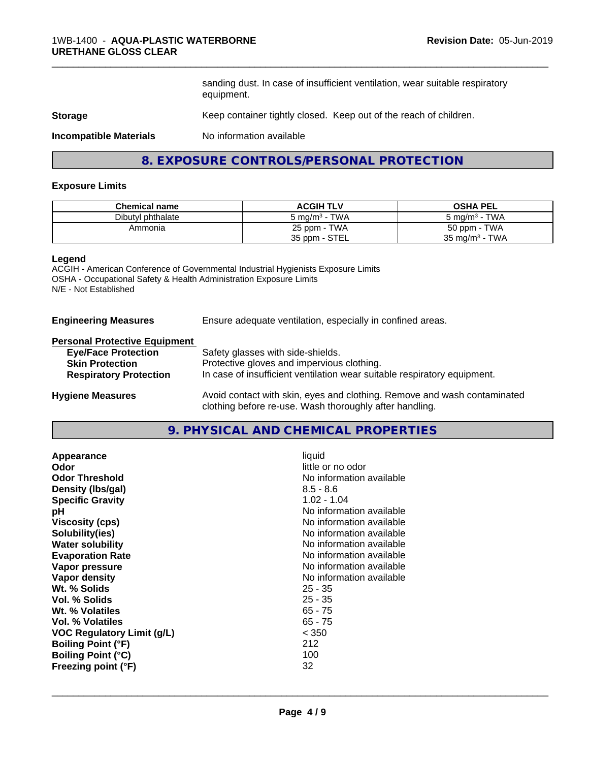sanding dust. In case of insufficient ventilation, wear suitable respiratory equipment.

**Storage** Keep container tightly closed. Keep out of the reach of children.

**Incompatible Materials** No information available

## 8. EXPOSURE CONTROLS/PERSONAL PROTECTION

### Exposure Limits

| Chemical name | ACGIH TLV | OSHA PEL |
|---|---|---|
| Dibutyl phthalate | 5 mg/m³ - TWA | 5 mg/m³ - TWA |
| Ammonia | 25 ppm - TWA<br>35 ppm - STEL | 50 ppm - TWA<br>35 mg/m³ - TWA |

**Legend**
ACGIH - American Conference of Governmental Industrial Hygienists Exposure Limits
OSHA - Occupational Safety & Health Administration Exposure Limits
N/E - Not Established

**Engineering Measures** Ensure adequate ventilation, especially in confined areas.

**Personal Protective Equipment**

- **Eye/Face Protection** Safety glasses with side-shields.
- **Skin Protection** Protective gloves and impervious clothing.
- **Respiratory Protection** In case of insufficient ventilation wear suitable respiratory equipment.

**Hygiene Measures** Avoid contact with skin, eyes and clothing. Remove and wash contaminated clothing before re-use. Wash thoroughly after handling.

## 9. PHYSICAL AND CHEMICAL PROPERTIES

| | |
|---|---|
| **Appearance** | liquid |
| **Odor** | little or no odor |
| **Odor Threshold** | No information available |
| **Density (lbs/gal)** | 8.5 - 8.6 |
| **Specific Gravity** | 1.02 - 1.04 |
| **pH** | No information available |
| **Viscosity (cps)** | No information available |
| **Solubility(ies)** | No information available |
| **Water solubility** | No information available |
| **Evaporation Rate** | No information available |
| **Vapor pressure** | No information available |
| **Vapor density** | No information available |
| **Wt. % Solids** | 25 - 35 |
| **Vol. % Solids** | 25 - 35 |
| **Wt. % Volatiles** | 65 - 75 |
| **Vol. % Volatiles** | 65 - 75 |
| **VOC Regulatory Limit (g/L)** | < 350 |
| **Boiling Point (°F)** | 212 |
| **Boiling Point (°C)** | 100 |
| **Freezing point (°F)** | 32 |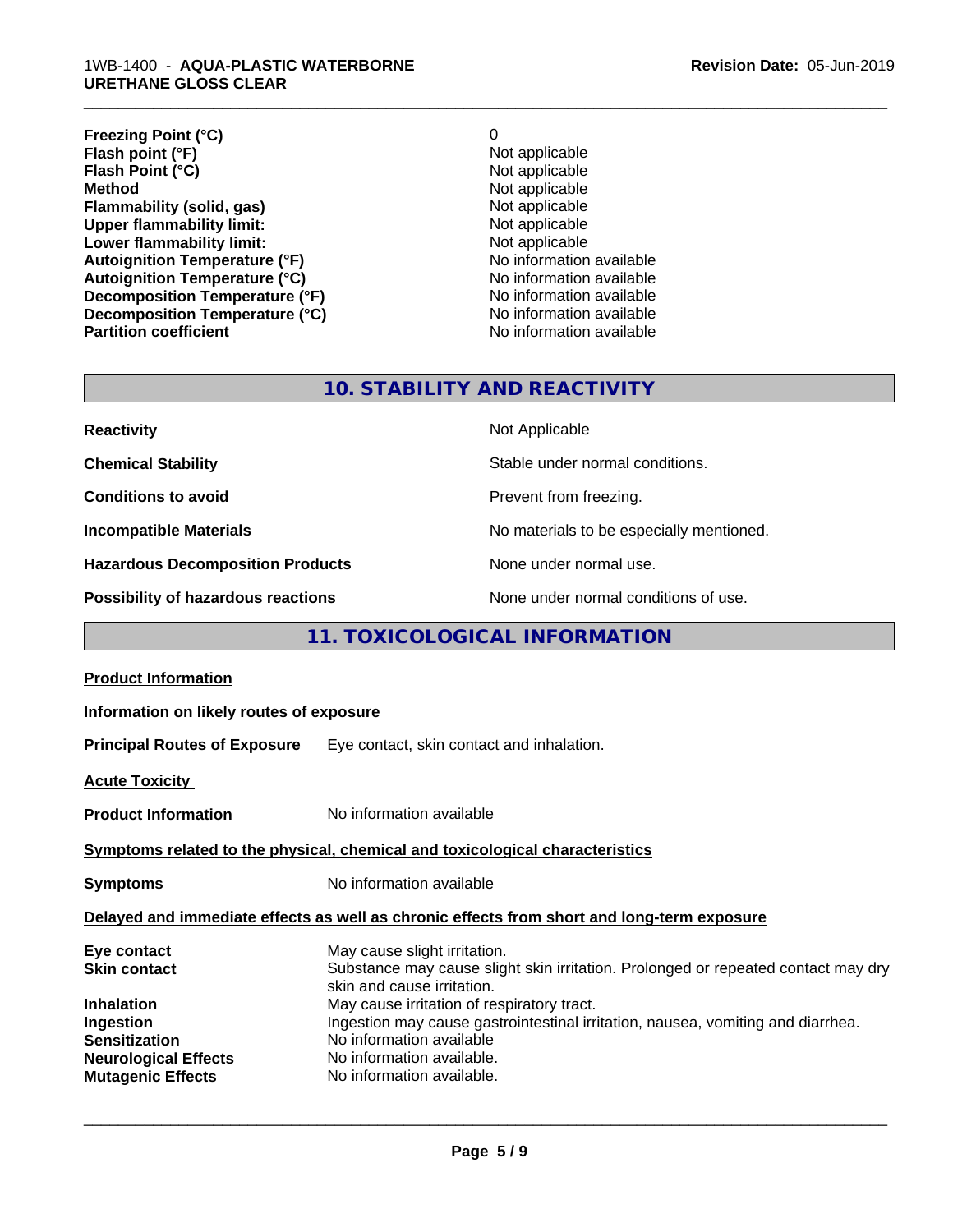| | |
|---|---|
| **Freezing Point (°C)** | 0 |
| **Flash point (°F)** | Not applicable |
| **Flash Point (°C)** | Not applicable |
| **Method** | Not applicable |
| **Flammability (solid, gas)** | Not applicable |
| **Upper flammability limit:** | Not applicable |
| **Lower flammability limit:** | Not applicable |
| **Autoignition Temperature (°F)** | No information available |
| **Autoignition Temperature (°C)** | No information available |
| **Decomposition Temperature (°F)** | No information available |
| **Decomposition Temperature (°C)** | No information available |
| **Partition coefficient** | No information available |

## 10. STABILITY AND REACTIVITY

| | |
|---|---|
| **Reactivity** | Not Applicable |
| **Chemical Stability** | Stable under normal conditions. |
| **Conditions to avoid** | Prevent from freezing. |
| **Incompatible Materials** | No materials to be especially mentioned. |
| **Hazardous Decomposition Products** | None under normal use. |
| **Possibility of hazardous reactions** | None under normal conditions of use. |

## 11. TOXICOLOGICAL INFORMATION

**Product Information**

**Information on likely routes of exposure**

**Principal Routes of Exposure** Eye contact, skin contact and inhalation.

**Acute Toxicity**

**Product Information** No information available

**Symptoms related to the physical, chemical and toxicological characteristics**

**Symptoms** No information available

**Delayed and immediate effects as well as chronic effects from short and long-term exposure**

| | |
|---|---|
| **Eye contact** | May cause slight irritation. |
| **Skin contact** | Substance may cause slight skin irritation. Prolonged or repeated contact may dry skin and cause irritation. |
| **Inhalation** | May cause irritation of respiratory tract. |
| **Ingestion** | Ingestion may cause gastrointestinal irritation, nausea, vomiting and diarrhea. |
| **Sensitization** | No information available |
| **Neurological Effects** | No information available. |
| **Mutagenic Effects** | No information available. |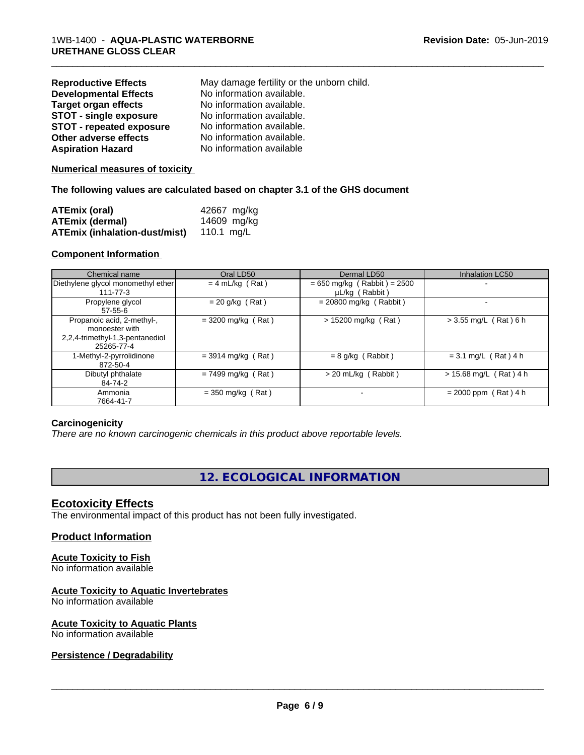| | |
|---|---|
| **Reproductive Effects** | May damage fertility or the unborn child. |
| **Developmental Effects** | No information available. |
| **Target organ effects** | No information available. |
| **STOT - single exposure** | No information available. |
| **STOT - repeated exposure** | No information available. |
| **Other adverse effects** | No information available. |
| **Aspiration Hazard** | No information available |

**Numerical measures of toxicity**

**The following values are calculated based on chapter 3.1 of the GHS document**

| | |
|---|---|
| **ATEmix (oral)** | 42667 mg/kg |
| **ATEmix (dermal)** | 14609 mg/kg |
| **ATEmix (inhalation-dust/mist)** | 110.1 mg/L |

**Component Information**

| Chemical name | Oral LD50 | Dermal LD50 | Inhalation LC50 |
|---|---|---|---|
| Diethylene glycol monomethyl ether<br>111-77-3 | = 4 mL/kg ( Rat ) | = 650 mg/kg ( Rabbit ) = 2500 µL/kg ( Rabbit ) | - |
| Propylene glycol<br>57-55-6 | = 20 g/kg ( Rat ) | = 20800 mg/kg ( Rabbit ) | - |
| Propanoic acid, 2-methyl-, monoester with 2,2,4-trimethyl-1,3-pentanediol<br>25265-77-4 | = 3200 mg/kg ( Rat ) | > 15200 mg/kg ( Rat ) | > 3.55 mg/L ( Rat ) 6 h |
| 1-Methyl-2-pyrrolidinone<br>872-50-4 | = 3914 mg/kg ( Rat ) | = 8 g/kg ( Rabbit ) | = 3.1 mg/L ( Rat ) 4 h |
| Dibutyl phthalate<br>84-74-2 | = 7499 mg/kg ( Rat ) | > 20 mL/kg ( Rabbit ) | > 15.68 mg/L ( Rat ) 4 h |
| Ammonia<br>7664-41-7 | = 350 mg/kg ( Rat ) | - | = 2000 ppm ( Rat ) 4 h |

**Carcinogenicity**

*There are no known carcinogenic chemicals in this product above reportable levels.*

## 12. ECOLOGICAL INFORMATION

### Ecotoxicity Effects

The environmental impact of this product has not been fully investigated.

### Product Information

**Acute Toxicity to Fish**

No information available

**Acute Toxicity to Aquatic Invertebrates**

No information available

**Acute Toxicity to Aquatic Plants**

No information available

**Persistence / Degradability**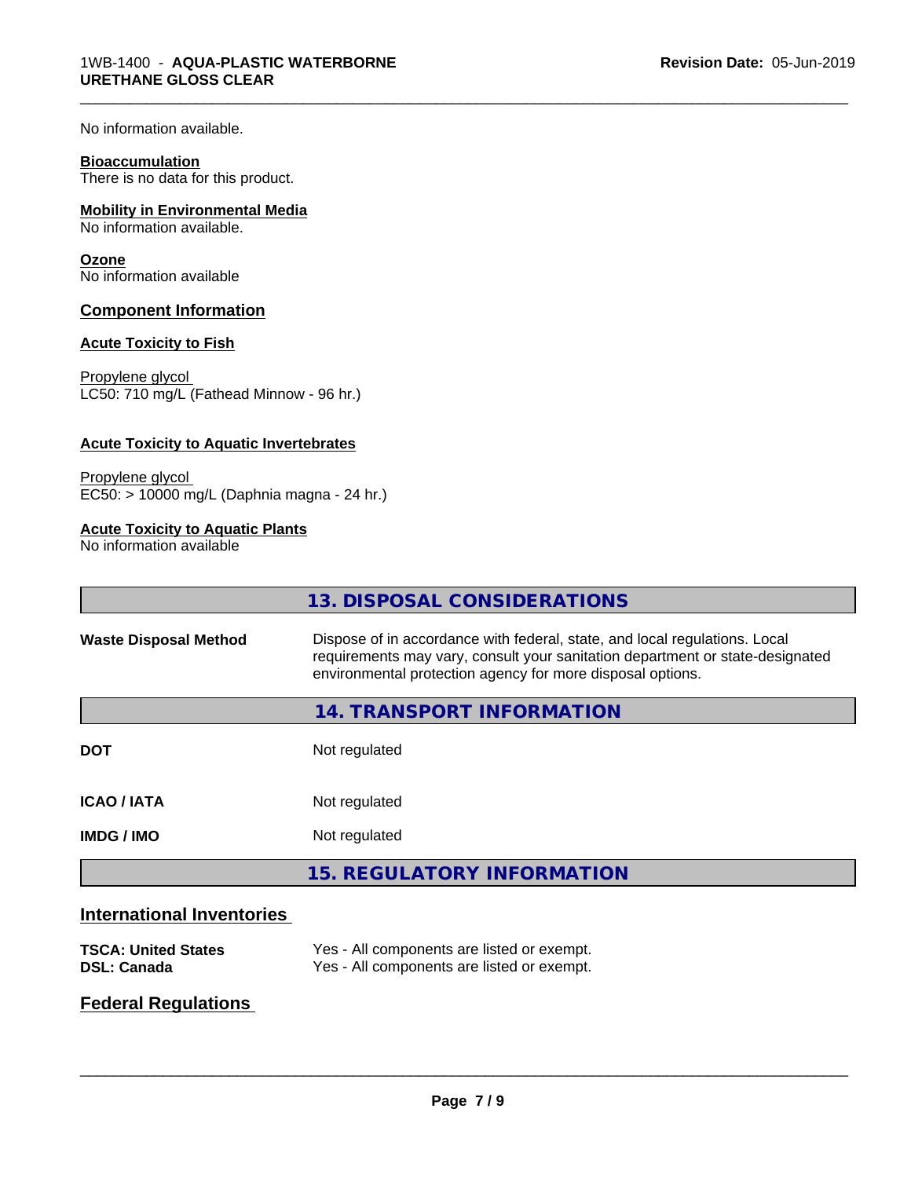No information available.

**Bioaccumulation**
There is no data for this product.

**Mobility in Environmental Media**
No information available.

**Ozone**
No information available

## Component Information

**Acute Toxicity to Fish**

Propylene glycol
LC50: 710 mg/L (Fathead Minnow - 96 hr.)

**Acute Toxicity to Aquatic Invertebrates**

Propylene glycol
EC50: > 10000 mg/L (Daphnia magna - 24 hr.)

**Acute Toxicity to Aquatic Plants**
No information available

## 13. DISPOSAL CONSIDERATIONS

| | |
|---|---|
| **Waste Disposal Method** | Dispose of in accordance with federal, state, and local regulations. Local requirements may vary, consult your sanitation department or state-designated environmental protection agency for more disposal options. |

## 14. TRANSPORT INFORMATION

| | |
|---|---|
| **DOT** | Not regulated |
| **ICAO / IATA** | Not regulated |
| **IMDG / IMO** | Not regulated |

## 15. REGULATORY INFORMATION

### International Inventories

| | |
|---|---|
| **TSCA: United States** | Yes - All components are listed or exempt. |
| **DSL: Canada** | Yes - All components are listed or exempt. |

### Federal Regulations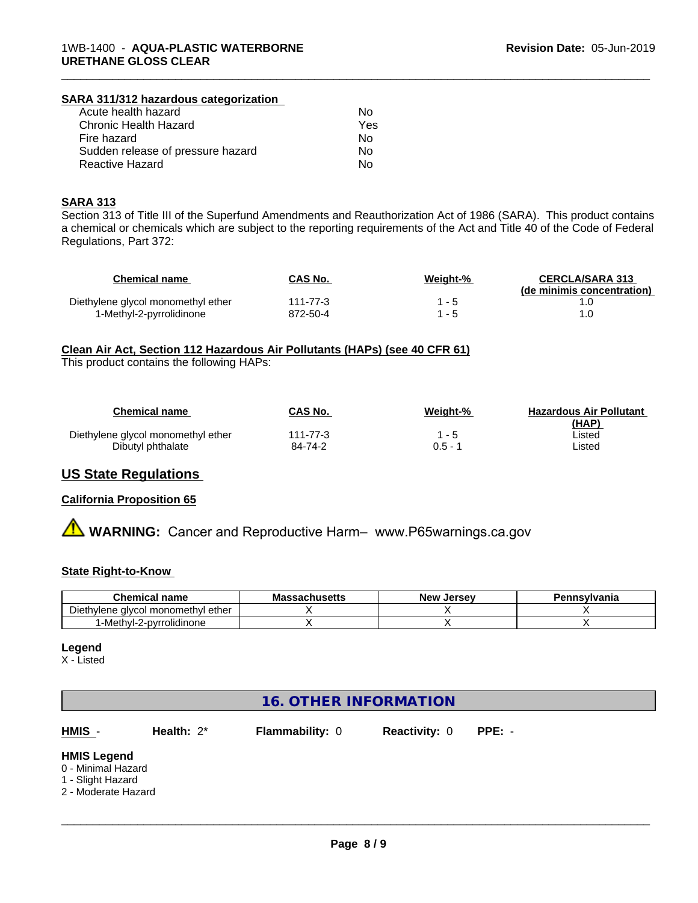#### SARA 311/312 hazardous categorization

| | |
|---|---|
| Acute health hazard | No |
| Chronic Health Hazard | Yes |
| Fire hazard | No |
| Sudden release of pressure hazard | No |
| Reactive Hazard | No |

#### SARA 313

Section 313 of Title III of the Superfund Amendments and Reauthorization Act of 1986 (SARA). This product contains a chemical or chemicals which are subject to the reporting requirements of the Act and Title 40 of the Code of Federal Regulations, Part 372:

| Chemical name | CAS No. | Weight-% | CERCLA/SARA 313 (de minimis concentration) |
|---|---|---|---|
| Diethylene glycol monomethyl ether | 111-77-3 | 1 - 5 | 1.0 |
| 1-Methyl-2-pyrrolidinone | 872-50-4 | 1 - 5 | 1.0 |

#### Clean Air Act, Section 112 Hazardous Air Pollutants (HAPs) (see 40 CFR 61)

This product contains the following HAPs:

| Chemical name | CAS No. | Weight-% | Hazardous Air Pollutant (HAP) |
|---|---|---|---|
| Diethylene glycol monomethyl ether | 111-77-3 | 1 - 5 | Listed |
| Dibutyl phthalate | 84-74-2 | 0.5 - 1 | Listed |

## US State Regulations

#### California Proposition 65

⚠ **WARNING:** Cancer and Reproductive Harm– www.P65warnings.ca.gov

#### State Right-to-Know

| Chemical name | Massachusetts | New Jersey | Pennsylvania |
|---|---|---|---|
| Diethylene glycol monomethyl ether | X | X | X |
| 1-Methyl-2-pyrrolidinone | X | X | X |

**Legend**

X - Listed

## 16. OTHER INFORMATION

**HMIS** - **Health:** 2* **Flammability:** 0 **Reactivity:** 0 **PPE:** -

**HMIS Legend**

0 - Minimal Hazard
1 - Slight Hazard
2 - Moderate Hazard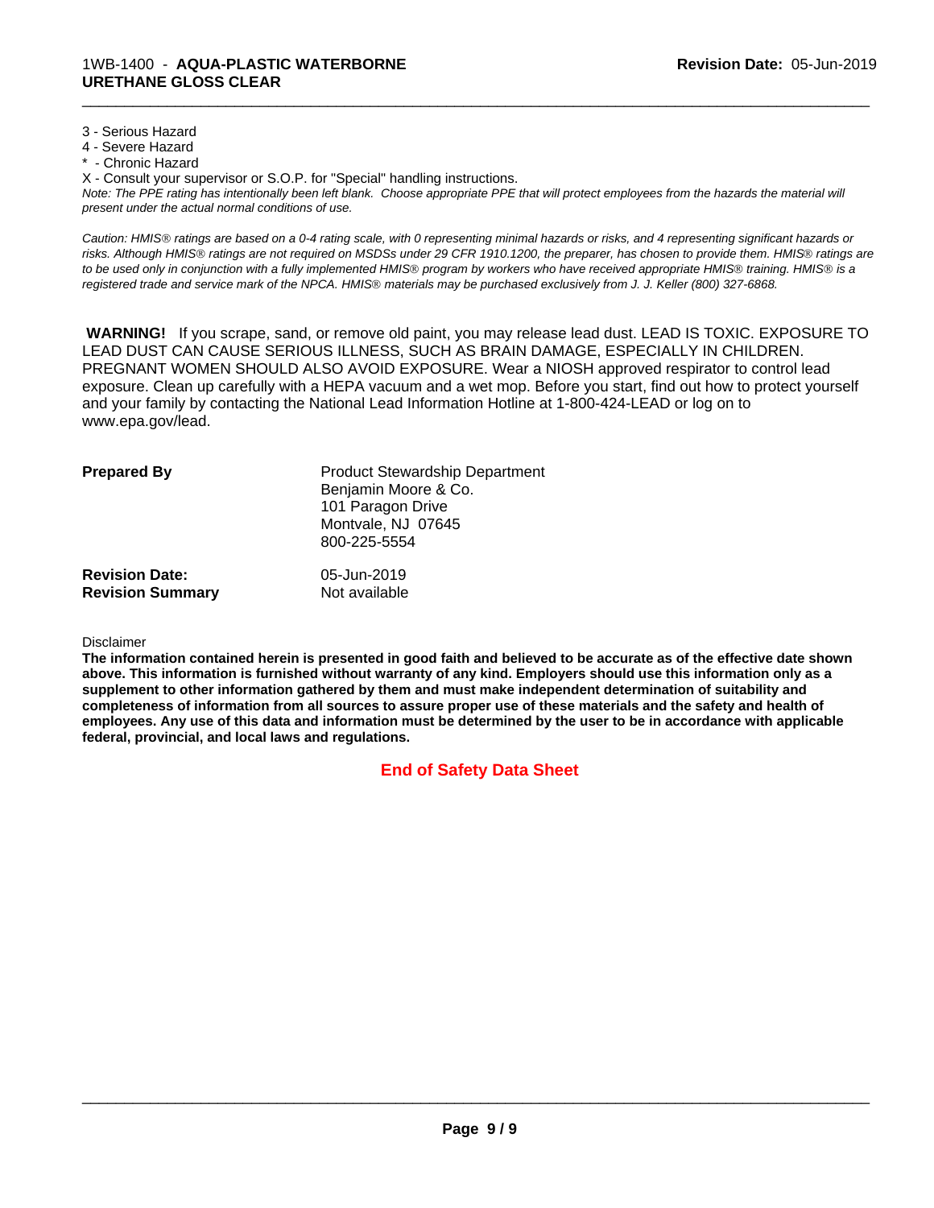3 - Serious Hazard
4 - Severe Hazard
* - Chronic Hazard
X - Consult your supervisor or S.O.P. for "Special" handling instructions.

*Note: The PPE rating has intentionally been left blank. Choose appropriate PPE that will protect employees from the hazards the material will present under the actual normal conditions of use.*

*Caution: HMIS® ratings are based on a 0-4 rating scale, with 0 representing minimal hazards or risks, and 4 representing significant hazards or risks. Although HMIS® ratings are not required on MSDSs under 29 CFR 1910.1200, the preparer, has chosen to provide them. HMIS® ratings are to be used only in conjunction with a fully implemented HMIS® program by workers who have received appropriate HMIS® training. HMIS® is a registered trade and service mark of the NPCA. HMIS® materials may be purchased exclusively from J. J. Keller (800) 327-6868.*

**WARNING!** If you scrape, sand, or remove old paint, you may release lead dust. LEAD IS TOXIC. EXPOSURE TO LEAD DUST CAN CAUSE SERIOUS ILLNESS, SUCH AS BRAIN DAMAGE, ESPECIALLY IN CHILDREN. PREGNANT WOMEN SHOULD ALSO AVOID EXPOSURE. Wear a NIOSH approved respirator to control lead exposure. Clean up carefully with a HEPA vacuum and a wet mop. Before you start, find out how to protect yourself and your family by contacting the National Lead Information Hotline at 1-800-424-LEAD or log on to www.epa.gov/lead.

| | |
|---|---|
| **Prepared By** | Product Stewardship Department<br>Benjamin Moore & Co.<br>101 Paragon Drive<br>Montvale, NJ 07645<br>800-225-5554 |
| **Revision Date:** | 05-Jun-2019 |
| **Revision Summary** | Not available |

Disclaimer

**The information contained herein is presented in good faith and believed to be accurate as of the effective date shown above. This information is furnished without warranty of any kind. Employers should use this information only as a supplement to other information gathered by them and must make independent determination of suitability and completeness of information from all sources to assure proper use of these materials and the safety and health of employees. Any use of this data and information must be determined by the user to be in accordance with applicable federal, provincial, and local laws and regulations.**

**End of Safety Data Sheet**